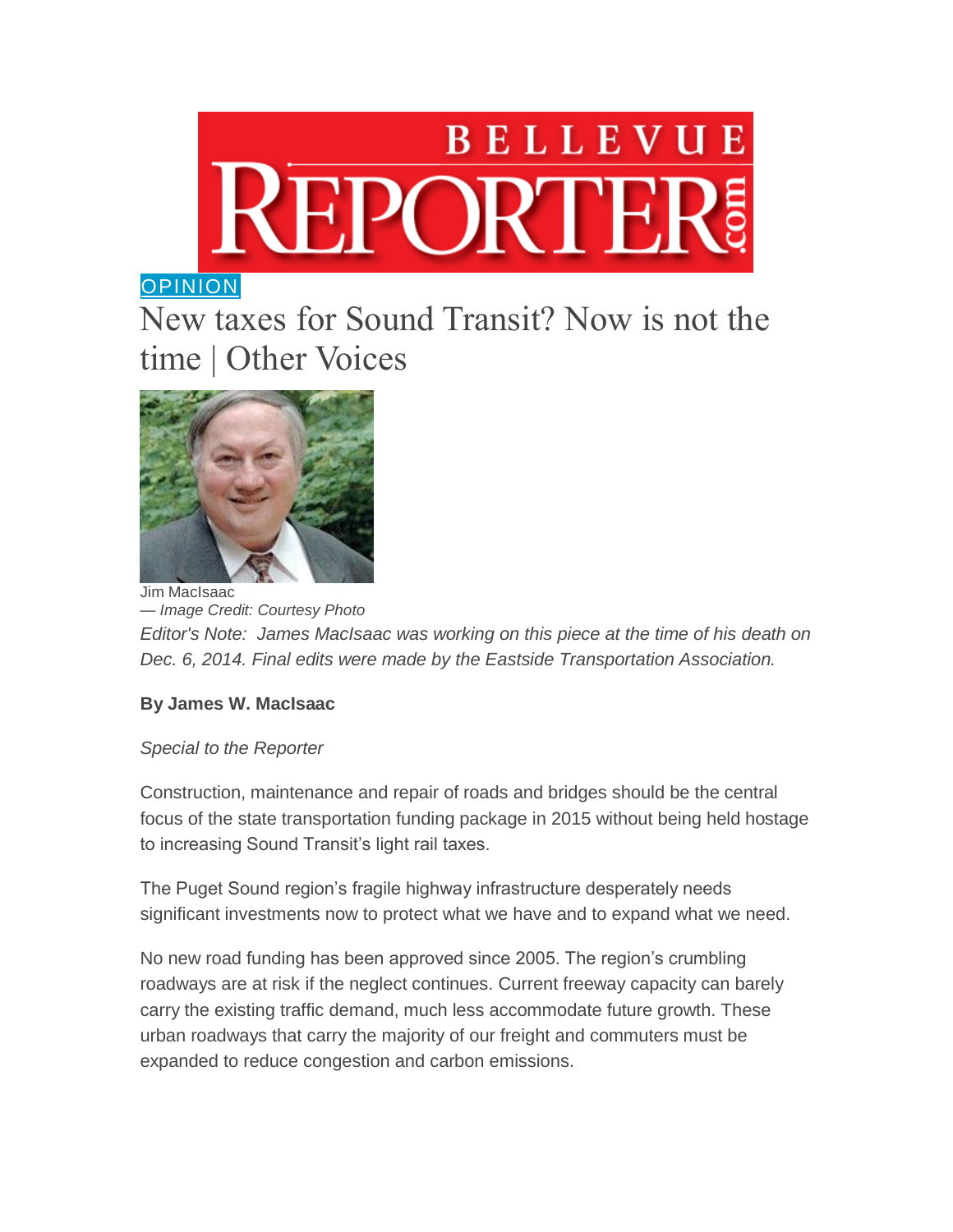BELLEVUE REPORTER.com

OPINION

# New taxes for Sound Transit? Now is not the time | Other Voices

Jim MacIsaac
*— Image Credit: Courtesy Photo*

*Editor's Note: James MacIsaac was working on this piece at the time of his death on Dec. 6, 2014. Final edits were made by the Eastside Transportation Association.*

**By James W. MacIsaac**

*Special to the Reporter*

Construction, maintenance and repair of roads and bridges should be the central focus of the state transportation funding package in 2015 without being held hostage to increasing Sound Transit's light rail taxes.

The Puget Sound region's fragile highway infrastructure desperately needs significant investments now to protect what we have and to expand what we need.

No new road funding has been approved since 2005. The region's crumbling roadways are at risk if the neglect continues. Current freeway capacity can barely carry the existing traffic demand, much less accommodate future growth. These urban roadways that carry the majority of our freight and commuters must be expanded to reduce congestion and carbon emissions.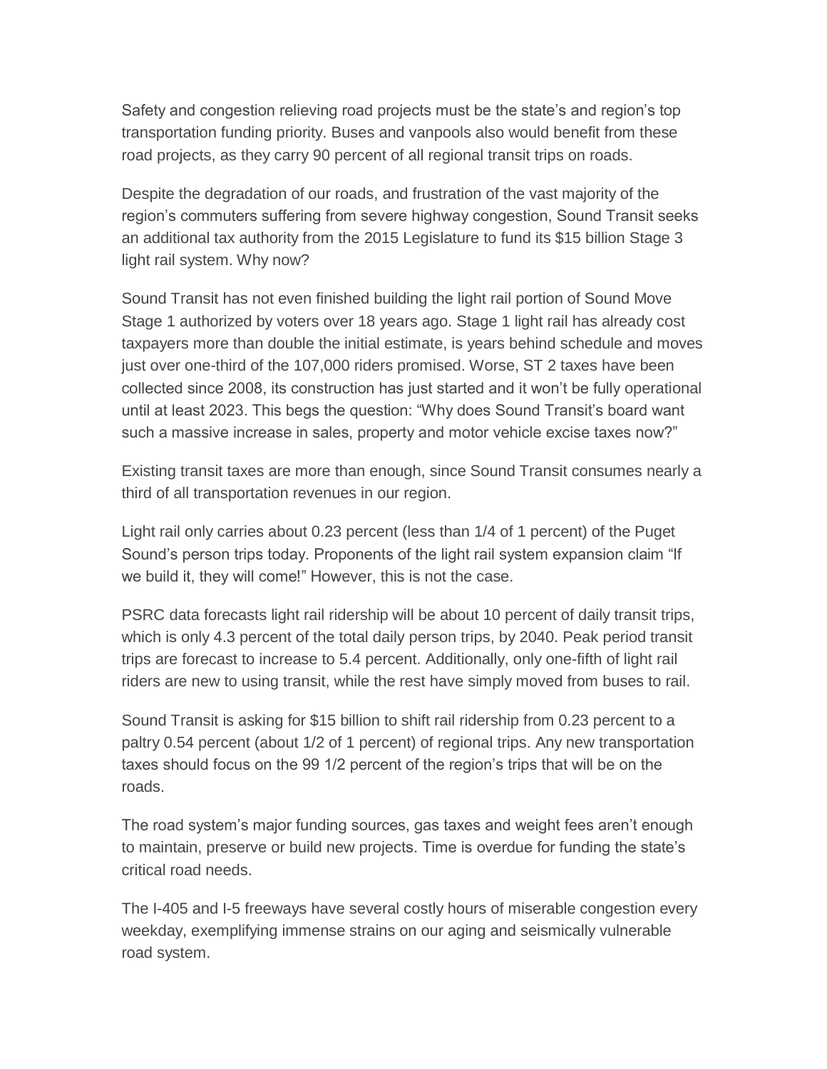Safety and congestion relieving road projects must be the state's and region's top transportation funding priority. Buses and vanpools also would benefit from these road projects, as they carry 90 percent of all regional transit trips on roads.

Despite the degradation of our roads, and frustration of the vast majority of the region's commuters suffering from severe highway congestion, Sound Transit seeks an additional tax authority from the 2015 Legislature to fund its $15 billion Stage 3 light rail system. Why now?

Sound Transit has not even finished building the light rail portion of Sound Move Stage 1 authorized by voters over 18 years ago. Stage 1 light rail has already cost taxpayers more than double the initial estimate, is years behind schedule and moves just over one-third of the 107,000 riders promised. Worse, ST 2 taxes have been collected since 2008, its construction has just started and it won't be fully operational until at least 2023. This begs the question: "Why does Sound Transit's board want such a massive increase in sales, property and motor vehicle excise taxes now?"

Existing transit taxes are more than enough, since Sound Transit consumes nearly a third of all transportation revenues in our region.

Light rail only carries about 0.23 percent (less than 1/4 of 1 percent) of the Puget Sound's person trips today. Proponents of the light rail system expansion claim "If we build it, they will come!" However, this is not the case.

PSRC data forecasts light rail ridership will be about 10 percent of daily transit trips, which is only 4.3 percent of the total daily person trips, by 2040. Peak period transit trips are forecast to increase to 5.4 percent. Additionally, only one-fifth of light rail riders are new to using transit, while the rest have simply moved from buses to rail.

Sound Transit is asking for $15 billion to shift rail ridership from 0.23 percent to a paltry 0.54 percent (about 1/2 of 1 percent) of regional trips. Any new transportation taxes should focus on the 99 1/2 percent of the region's trips that will be on the roads.

The road system's major funding sources, gas taxes and weight fees aren't enough to maintain, preserve or build new projects. Time is overdue for funding the state's critical road needs.

The I-405 and I-5 freeways have several costly hours of miserable congestion every weekday, exemplifying immense strains on our aging and seismically vulnerable road system.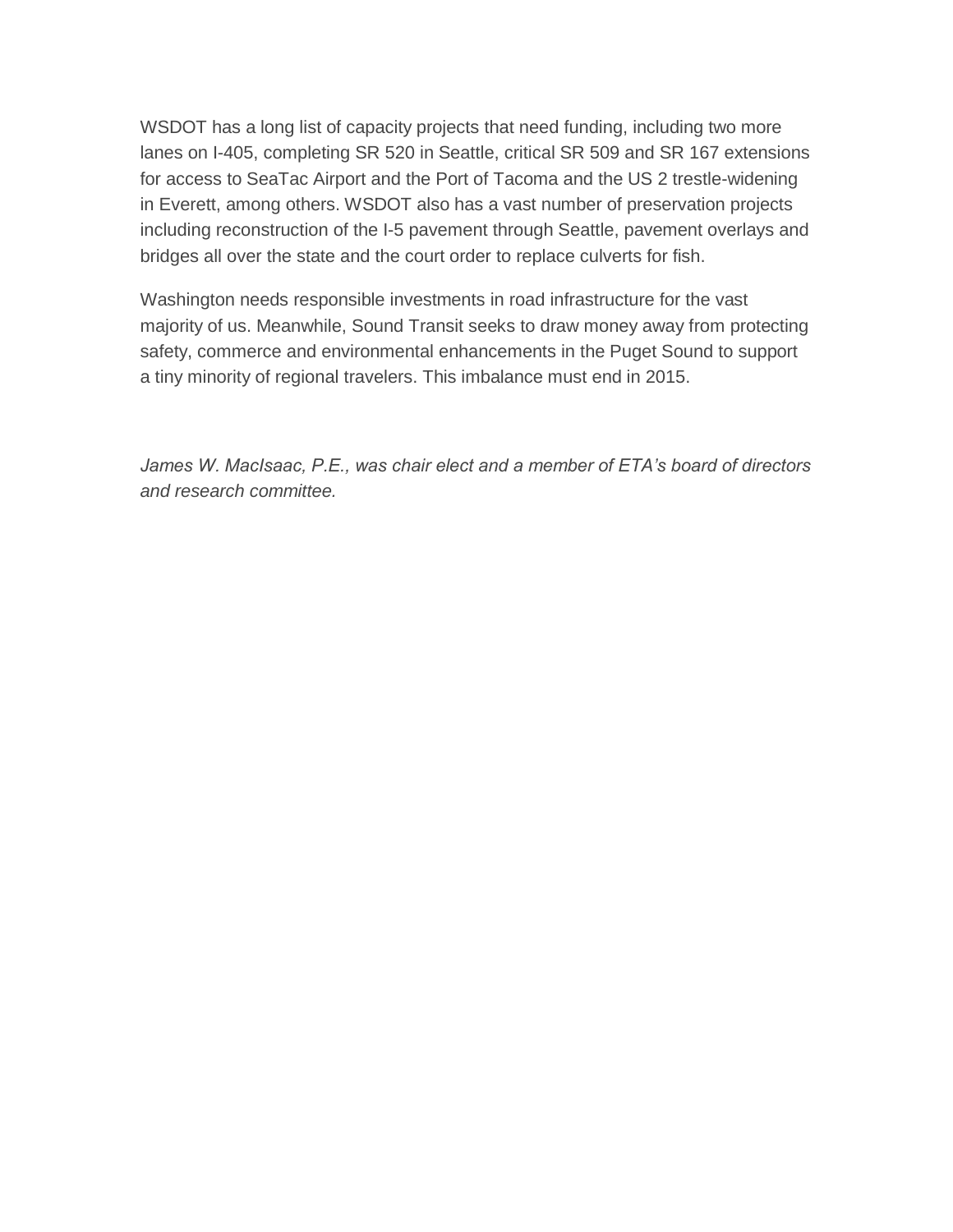WSDOT has a long list of capacity projects that need funding, including two more lanes on I-405, completing SR 520 in Seattle, critical SR 509 and SR 167 extensions for access to SeaTac Airport and the Port of Tacoma and the US 2 trestle-widening in Everett, among others. WSDOT also has a vast number of preservation projects including reconstruction of the I-5 pavement through Seattle, pavement overlays and bridges all over the state and the court order to replace culverts for fish.

Washington needs responsible investments in road infrastructure for the vast majority of us. Meanwhile, Sound Transit seeks to draw money away from protecting safety, commerce and environmental enhancements in the Puget Sound to support a tiny minority of regional travelers. This imbalance must end in 2015.

*James W. MacIsaac, P.E., was chair elect and a member of ETA's board of directors and research committee.*